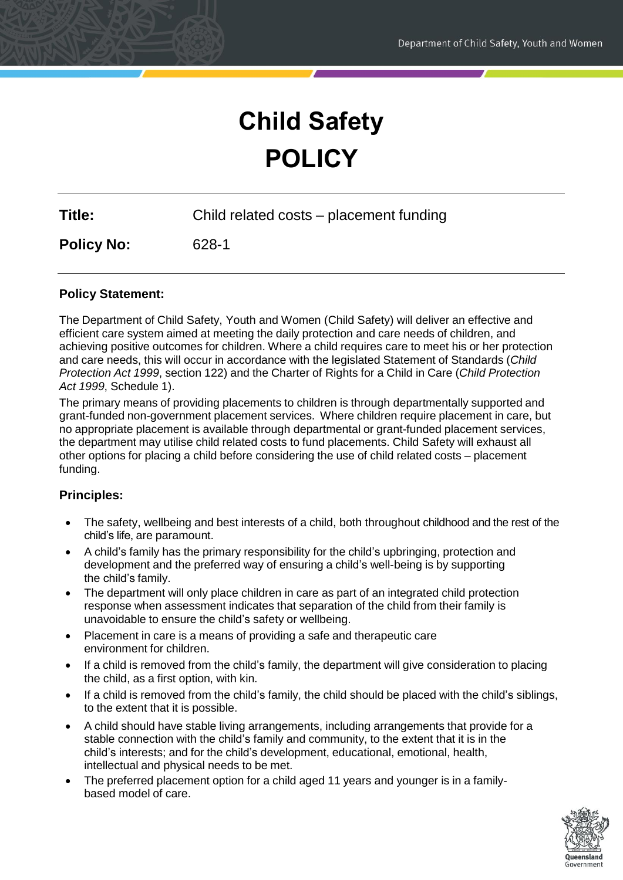# Child Safety POLICY

| | |
|---|---|
| **Title:** | Child related costs – placement funding |
| **Policy No:** | 628-1 |

## Policy Statement:

The Department of Child Safety, Youth and Women (Child Safety) will deliver an effective and efficient care system aimed at meeting the daily protection and care needs of children, and achieving positive outcomes for children. Where a child requires care to meet his or her protection and care needs, this will occur in accordance with the legislated Statement of Standards (*Child Protection Act 1999*, section 122) and the Charter of Rights for a Child in Care (*Child Protection Act 1999*, Schedule 1).

The primary means of providing placements to children is through departmentally supported and grant-funded non-government placement services. Where children require placement in care, but no appropriate placement is available through departmental or grant-funded placement services, the department may utilise child related costs to fund placements. Child Safety will exhaust all other options for placing a child before considering the use of child related costs – placement funding.

## Principles:

- The safety, wellbeing and best interests of a child, both throughout childhood and the rest of the child's life, are paramount.
- A child's family has the primary responsibility for the child's upbringing, protection and development and the preferred way of ensuring a child's well-being is by supporting the child's family.
- The department will only place children in care as part of an integrated child protection response when assessment indicates that separation of the child from their family is unavoidable to ensure the child's safety or wellbeing.
- Placement in care is a means of providing a safe and therapeutic care environment for children.
- If a child is removed from the child's family, the department will give consideration to placing the child, as a first option, with kin.
- If a child is removed from the child's family, the child should be placed with the child's siblings, to the extent that it is possible.
- A child should have stable living arrangements, including arrangements that provide for a stable connection with the child's family and community, to the extent that it is in the child's interests; and for the child's development, educational, emotional, health, intellectual and physical needs to be met.
- The preferred placement option for a child aged 11 years and younger is in a family-based model of care.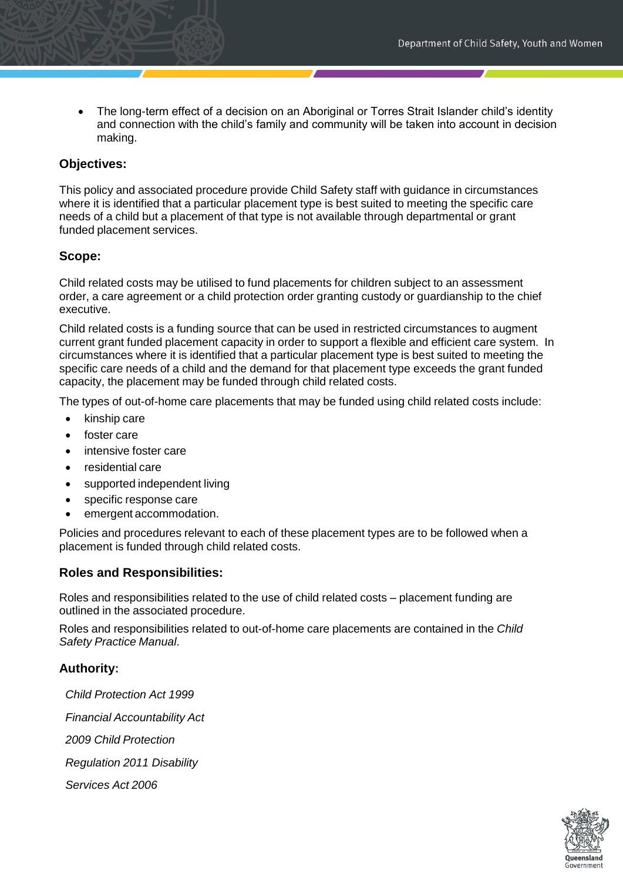- The long-term effect of a decision on an Aboriginal or Torres Strait Islander child's identity and connection with the child's family and community will be taken into account in decision making.

### Objectives:

This policy and associated procedure provide Child Safety staff with guidance in circumstances where it is identified that a particular placement type is best suited to meeting the specific care needs of a child but a placement of that type is not available through departmental or grant funded placement services.

### Scope:

Child related costs may be utilised to fund placements for children subject to an assessment order, a care agreement or a child protection order granting custody or guardianship to the chief executive.

Child related costs is a funding source that can be used in restricted circumstances to augment current grant funded placement capacity in order to support a flexible and efficient care system. In circumstances where it is identified that a particular placement type is best suited to meeting the specific care needs of a child and the demand for that placement type exceeds the grant funded capacity, the placement may be funded through child related costs.

The types of out-of-home care placements that may be funded using child related costs include:

- kinship care
- foster care
- intensive foster care
- residential care
- supported independent living
- specific response care
- emergent accommodation.

Policies and procedures relevant to each of these placement types are to be followed when a placement is funded through child related costs.

### Roles and Responsibilities:

Roles and responsibilities related to the use of child related costs – placement funding are outlined in the associated procedure.

Roles and responsibilities related to out-of-home care placements are contained in the *Child Safety Practice Manual*.

### Authority:

*Child Protection Act 1999*

*Financial Accountability Act*

*2009 Child Protection*

*Regulation 2011 Disability*

*Services Act 2006*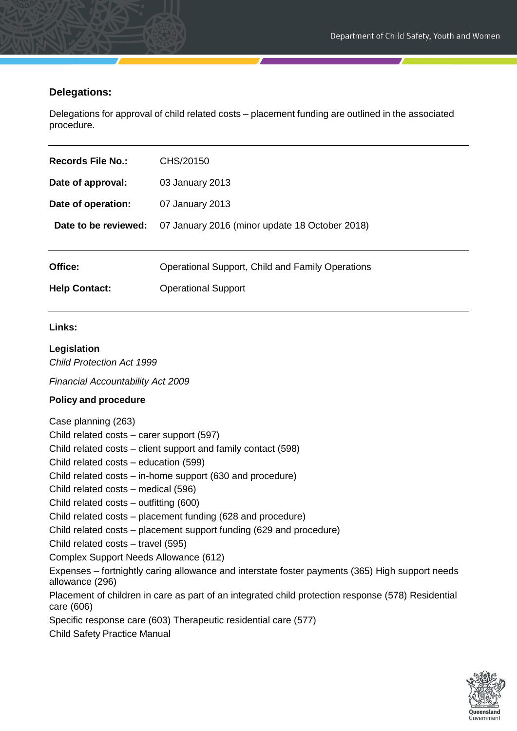## Delegations:

Delegations for approval of child related costs – placement funding are outlined in the associated procedure.

---

**Records File No.:** CHS/20150

**Date of approval:** 03 January 2013

**Date of operation:** 07 January 2013

**Date to be reviewed:** 07 January 2016 (minor update 18 October 2018)

---

**Office:** Operational Support, Child and Family Operations

**Help Contact:** Operational Support

---

**Links:**

**Legislation**

*Child Protection Act 1999*

*Financial Accountability Act 2009*

**Policy and procedure**

Case planning (263)
Child related costs – carer support (597)
Child related costs – client support and family contact (598)
Child related costs – education (599)
Child related costs – in-home support (630 and procedure)
Child related costs – medical (596)
Child related costs – outfitting (600)
Child related costs – placement funding (628 and procedure)
Child related costs – placement support funding (629 and procedure)
Child related costs – travel (595)
Complex Support Needs Allowance (612)
Expenses – fortnightly caring allowance and interstate foster payments (365) High support needs allowance (296)
Placement of children in care as part of an integrated child protection response (578) Residential care (606)
Specific response care (603) Therapeutic residential care (577)
Child Safety Practice Manual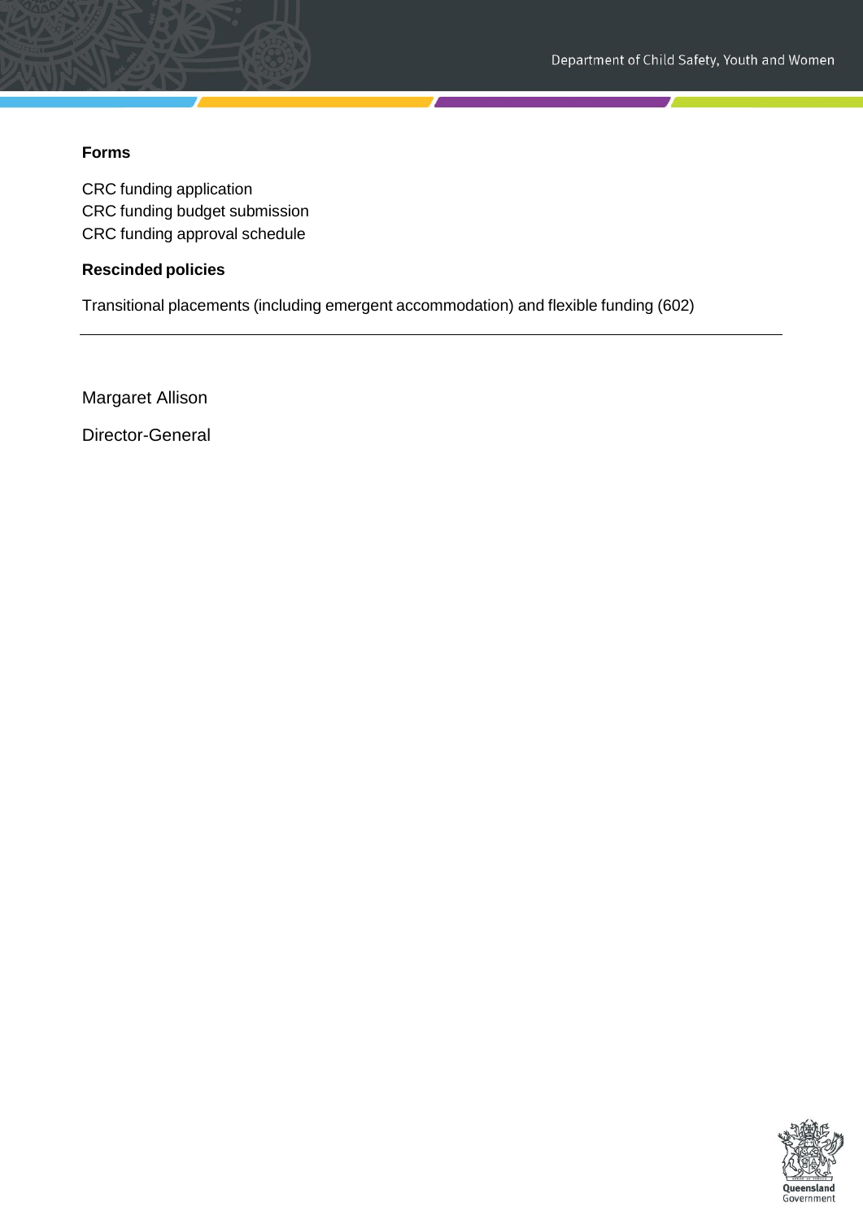**Forms**

CRC funding application
CRC funding budget submission
CRC funding approval schedule

**Rescinded policies**

Transitional placements (including emergent accommodation) and flexible funding (602)

---

Margaret Allison

Director-General